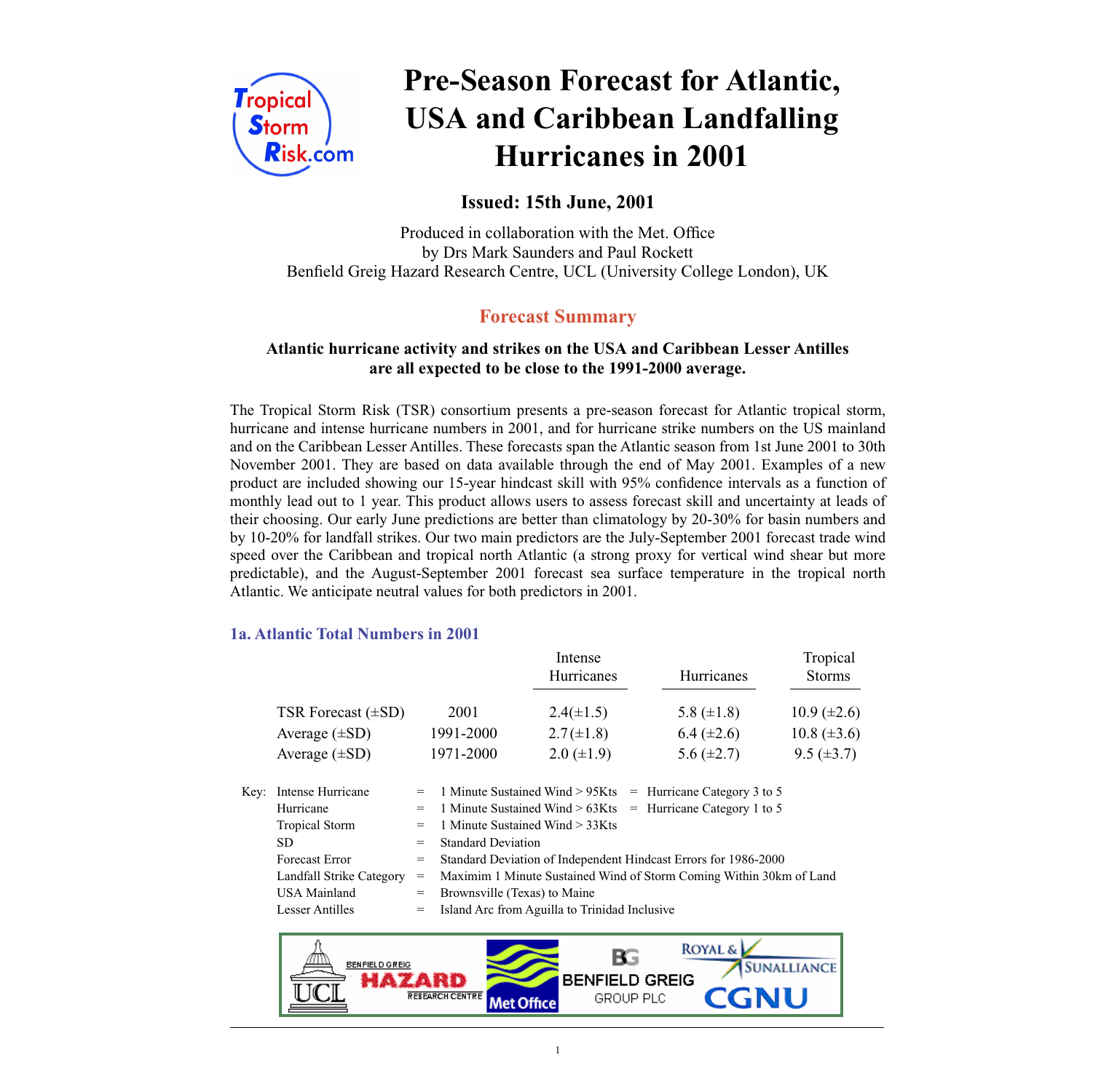# Pre-Season Forecast for Atlantic, USA and Caribbean Landfalling Hurricanes in 2001

**Issued: 15th June, 2001**

Produced in collaboration with the Met. Office
by Drs Mark Saunders and Paul Rockett
Benfield Greig Hazard Research Centre, UCL (University College London), UK

## Forecast Summary

**Atlantic hurricane activity and strikes on the USA and Caribbean Lesser Antilles are all expected to be close to the 1991-2000 average.**

The Tropical Storm Risk (TSR) consortium presents a pre-season forecast for Atlantic tropical storm, hurricane and intense hurricane numbers in 2001, and for hurricane strike numbers on the US mainland and on the Caribbean Lesser Antilles. These forecasts span the Atlantic season from 1st June 2001 to 30th November 2001. They are based on data available through the end of May 2001. Examples of a new product are included showing our 15-year hindcast skill with 95% confidence intervals as a function of monthly lead out to 1 year. This product allows users to assess forecast skill and uncertainty at leads of their choosing. Our early June predictions are better than climatology by 20-30% for basin numbers and by 10-20% for landfall strikes. Our two main predictors are the July-September 2001 forecast trade wind speed over the Caribbean and tropical north Atlantic (a strong proxy for vertical wind shear but more predictable), and the August-September 2001 forecast sea surface temperature in the tropical north Atlantic. We anticipate neutral values for both predictors in 2001.

### 1a. Atlantic Total Numbers in 2001

| | | Intense Hurricanes | Hurricanes | Tropical Storms |
|---|---|---|---|---|
| TSR Forecast (±SD) | 2001 | 2.4(±1.5) | 5.8 (±1.8) | 10.9 (±2.6) |
| Average (±SD) | 1991-2000 | 2.7(±1.8) | 6.4 (±2.6) | 10.8 (±3.6) |
| Average (±SD) | 1971-2000 | 2.0 (±1.9) | 5.6 (±2.7) | 9.5 (±3.7) |

Key:

| | | |
|---|---|---|
| Intense Hurricane | = | 1 Minute Sustained Wind > 95Kts = Hurricane Category 3 to 5 |
| Hurricane | = | 1 Minute Sustained Wind > 63Kts = Hurricane Category 1 to 5 |
| Tropical Storm | = | 1 Minute Sustained Wind > 33Kts |
| SD | = | Standard Deviation |
| Forecast Error | = | Standard Deviation of Independent Hindcast Errors for 1986-2000 |
| Landfall Strike Category | = | Maximim 1 Minute Sustained Wind of Storm Coming Within 30km of Land |
| USA Mainland | = | Brownsville (Texas) to Maine |
| Lesser Antilles | = | Island Arc from Aguilla to Trinidad Inclusive |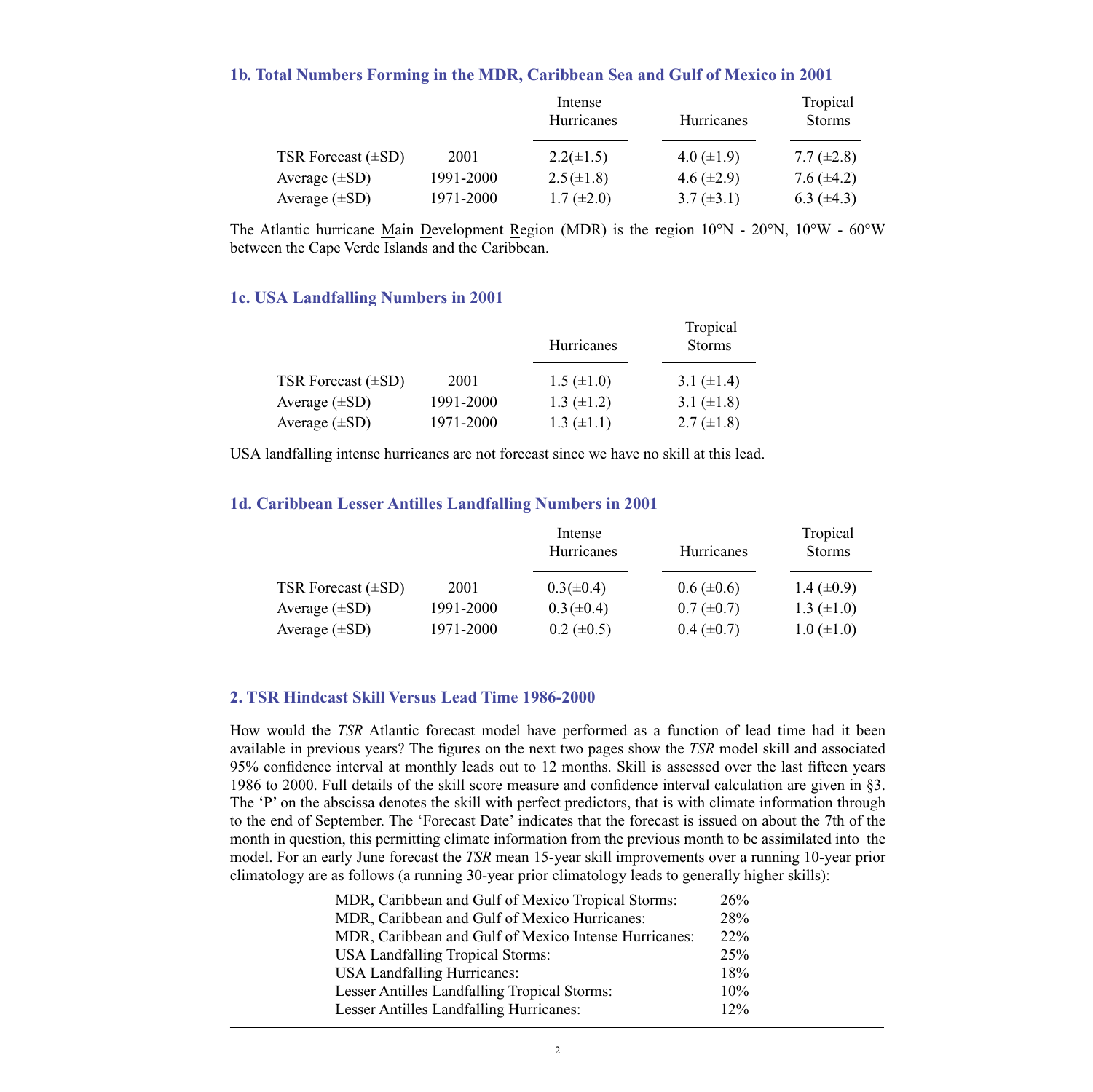### 1b. Total Numbers Forming in the MDR, Caribbean Sea and Gulf of Mexico in 2001

| | | Intense Hurricanes | Hurricanes | Tropical Storms |
|---|---|---|---|---|
| TSR Forecast (±SD) | 2001 | 2.2(±1.5) | 4.0 (±1.9) | 7.7 (±2.8) |
| Average (±SD) | 1991-2000 | 2.5(±1.8) | 4.6 (±2.9) | 7.6 (±4.2) |
| Average (±SD) | 1971-2000 | 1.7 (±2.0) | 3.7 (±3.1) | 6.3 (±4.3) |

The Atlantic hurricane Main Development Region (MDR) is the region 10°N - 20°N, 10°W - 60°W between the Cape Verde Islands and the Caribbean.

### 1c. USA Landfalling Numbers in 2001

| | | Hurricanes | Tropical Storms |
|---|---|---|---|
| TSR Forecast (±SD) | 2001 | 1.5 (±1.0) | 3.1 (±1.4) |
| Average (±SD) | 1991-2000 | 1.3 (±1.2) | 3.1 (±1.8) |
| Average (±SD) | 1971-2000 | 1.3 (±1.1) | 2.7 (±1.8) |

USA landfalling intense hurricanes are not forecast since we have no skill at this lead.

### 1d. Caribbean Lesser Antilles Landfalling Numbers in 2001

| | | Intense Hurricanes | Hurricanes | Tropical Storms |
|---|---|---|---|---|
| TSR Forecast (±SD) | 2001 | 0.3(±0.4) | 0.6 (±0.6) | 1.4 (±0.9) |
| Average (±SD) | 1991-2000 | 0.3 (±0.4) | 0.7 (±0.7) | 1.3 (±1.0) |
| Average (±SD) | 1971-2000 | 0.2 (±0.5) | 0.4 (±0.7) | 1.0 (±1.0) |

### 2. TSR Hindcast Skill Versus Lead Time 1986-2000

How would the *TSR* Atlantic forecast model have performed as a function of lead time had it been available in previous years? The figures on the next two pages show the *TSR* model skill and associated 95% confidence interval at monthly leads out to 12 months. Skill is assessed over the last fifteen years 1986 to 2000. Full details of the skill score measure and confidence interval calculation are given in §3. The 'P' on the abscissa denotes the skill with perfect predictors, that is with climate information through to the end of September. The 'Forecast Date' indicates that the forecast is issued on about the 7th of the month in question, this permitting climate information from the previous month to be assimilated into the model. For an early June forecast the *TSR* mean 15-year skill improvements over a running 10-year prior climatology are as follows (a running 30-year prior climatology leads to generally higher skills):

| | |
|---|---|
| MDR, Caribbean and Gulf of Mexico Tropical Storms: | 26% |
| MDR, Caribbean and Gulf of Mexico Hurricanes: | 28% |
| MDR, Caribbean and Gulf of Mexico Intense Hurricanes: | 22% |
| USA Landfalling Tropical Storms: | 25% |
| USA Landfalling Hurricanes: | 18% |
| Lesser Antilles Landfalling Tropical Storms: | 10% |
| Lesser Antilles Landfalling Hurricanes: | 12% |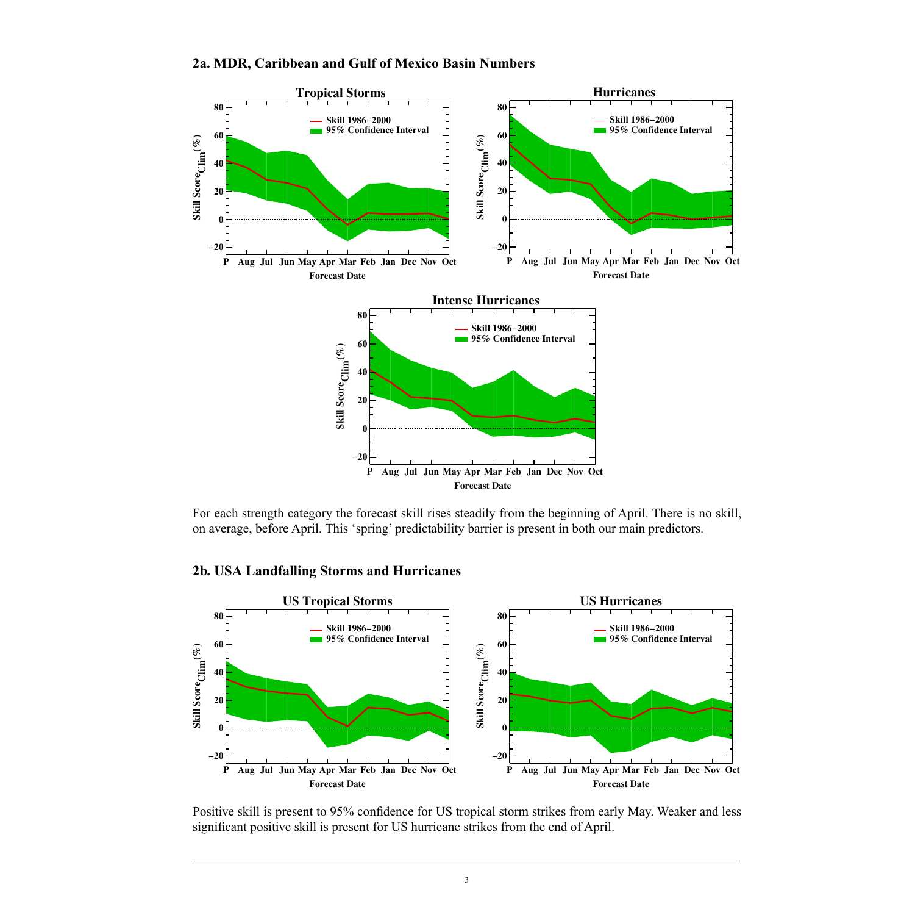## 2a. MDR, Caribbean and Gulf of Mexico Basin Numbers

For each strength category the forecast skill rises steadily from the beginning of April. There is no skill, on average, before April. This 'spring' predictability barrier is present in both our main predictors.

## 2b. USA Landfalling Storms and Hurricanes

Positive skill is present to 95% confidence for US tropical storm strikes from early May. Weaker and less significant positive skill is present for US hurricane strikes from the end of April.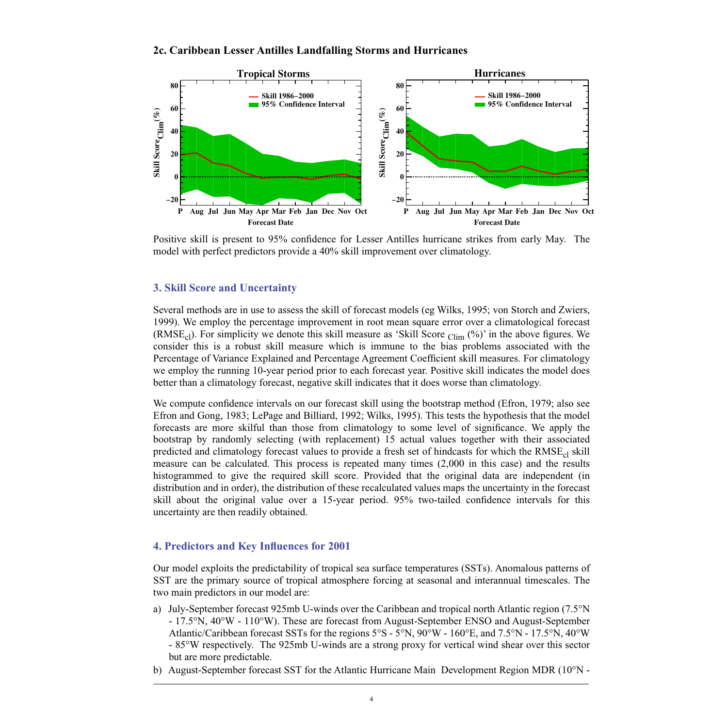### 2c. Caribbean Lesser Antilles Landfalling Storms and Hurricanes

Positive skill is present to 95% confidence for Lesser Antilles hurricane strikes from early May. The model with perfect predictors provide a 40% skill improvement over climatology.

## 3. Skill Score and Uncertainty

Several methods are in use to assess the skill of forecast models (eg Wilks, 1995; von Storch and Zwiers, 1999). We employ the percentage improvement in root mean square error over a climatological forecast ($RMSE_{cl}$). For simplicity we denote this skill measure as 'Skill Score $_{Clim}$ (%)' in the above figures. We consider this is a robust skill measure which is immune to the bias problems associated with the Percentage of Variance Explained and Percentage Agreement Coefficient skill measures. For climatology we employ the running 10-year period prior to each forecast year. Positive skill indicates the model does better than a climatology forecast, negative skill indicates that it does worse than climatology.

We compute confidence intervals on our forecast skill using the bootstrap method (Efron, 1979; also see Efron and Gong, 1983; LePage and Billiard, 1992; Wilks, 1995). This tests the hypothesis that the model forecasts are more skilful than those from climatology to some level of significance. We apply the bootstrap by randomly selecting (with replacement) 15 actual values together with their associated predicted and climatology forecast values to provide a fresh set of hindcasts for which the $RMSE_{cl}$ skill measure can be calculated. This process is repeated many times (2,000 in this case) and the results histogrammed to give the required skill score. Provided that the original data are independent (in distribution and in order), the distribution of these recalculated values maps the uncertainty in the forecast skill about the original value over a 15-year period. 95% two-tailed confidence intervals for this uncertainty are then readily obtained.

## 4. Predictors and Key Influences for 2001

Our model exploits the predictability of tropical sea surface temperatures (SSTs). Anomalous patterns of SST are the primary source of tropical atmosphere forcing at seasonal and interannual timescales. The two main predictors in our model are:

a) July-September forecast 925mb U-winds over the Caribbean and tropical north Atlantic region (7.5°N - 17.5°N, 40°W - 110°W). These are forecast from August-September ENSO and August-September Atlantic/Caribbean forecast SSTs for the regions 5°S - 5°N, 90°W - 160°E, and 7.5°N - 17.5°N, 40°W - 85°W respectively. The 925mb U-winds are a strong proxy for vertical wind shear over this sector but are more predictable.

b) August-September forecast SST for the Atlantic Hurricane Main Development Region MDR (10°N -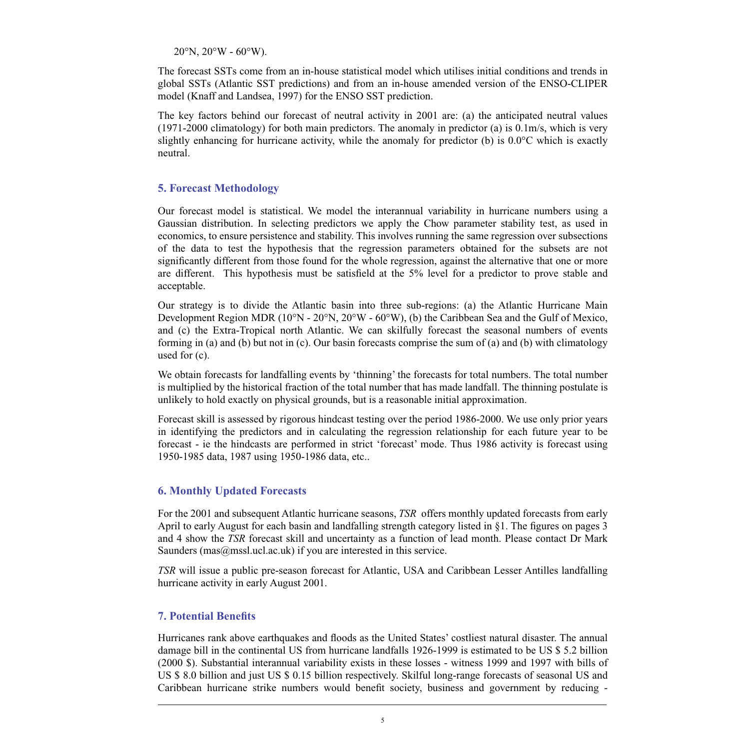20°N, 20°W - 60°W).

The forecast SSTs come from an in-house statistical model which utilises initial conditions and trends in global SSTs (Atlantic SST predictions) and from an in-house amended version of the ENSO-CLIPER model (Knaff and Landsea, 1997) for the ENSO SST prediction.

The key factors behind our forecast of neutral activity in 2001 are: (a) the anticipated neutral values (1971-2000 climatology) for both main predictors. The anomaly in predictor (a) is 0.1m/s, which is very slightly enhancing for hurricane activity, while the anomaly for predictor (b) is 0.0°C which is exactly neutral.

## 5. Forecast Methodology

Our forecast model is statistical. We model the interannual variability in hurricane numbers using a Gaussian distribution. In selecting predictors we apply the Chow parameter stability test, as used in economics, to ensure persistence and stability. This involves running the same regression over subsections of the data to test the hypothesis that the regression parameters obtained for the subsets are not significantly different from those found for the whole regression, against the alternative that one or more are different. This hypothesis must be satisfield at the 5% level for a predictor to prove stable and acceptable.

Our strategy is to divide the Atlantic basin into three sub-regions: (a) the Atlantic Hurricane Main Development Region MDR (10°N - 20°N, 20°W - 60°W), (b) the Caribbean Sea and the Gulf of Mexico, and (c) the Extra-Tropical north Atlantic. We can skilfully forecast the seasonal numbers of events forming in (a) and (b) but not in (c). Our basin forecasts comprise the sum of (a) and (b) with climatology used for (c).

We obtain forecasts for landfalling events by 'thinning' the forecasts for total numbers. The total number is multiplied by the historical fraction of the total number that has made landfall. The thinning postulate is unlikely to hold exactly on physical grounds, but is a reasonable initial approximation.

Forecast skill is assessed by rigorous hindcast testing over the period 1986-2000. We use only prior years in identifying the predictors and in calculating the regression relationship for each future year to be forecast - ie the hindcasts are performed in strict 'forecast' mode. Thus 1986 activity is forecast using 1950-1985 data, 1987 using 1950-1986 data, etc..

## 6. Monthly Updated Forecasts

For the 2001 and subsequent Atlantic hurricane seasons, *TSR* offers monthly updated forecasts from early April to early August for each basin and landfalling strength category listed in §1. The figures on pages 3 and 4 show the *TSR* forecast skill and uncertainty as a function of lead month. Please contact Dr Mark Saunders (mas@mssl.ucl.ac.uk) if you are interested in this service.

*TSR* will issue a public pre-season forecast for Atlantic, USA and Caribbean Lesser Antilles landfalling hurricane activity in early August 2001.

## 7. Potential Benefits

Hurricanes rank above earthquakes and floods as the United States' costliest natural disaster. The annual damage bill in the continental US from hurricane landfalls 1926-1999 is estimated to be US $ 5.2 billion (2000 $). Substantial interannual variability exists in these losses - witness 1999 and 1997 with bills of US $ 8.0 billion and just US $ 0.15 billion respectively. Skilful long-range forecasts of seasonal US and Caribbean hurricane strike numbers would benefit society, business and government by reducing -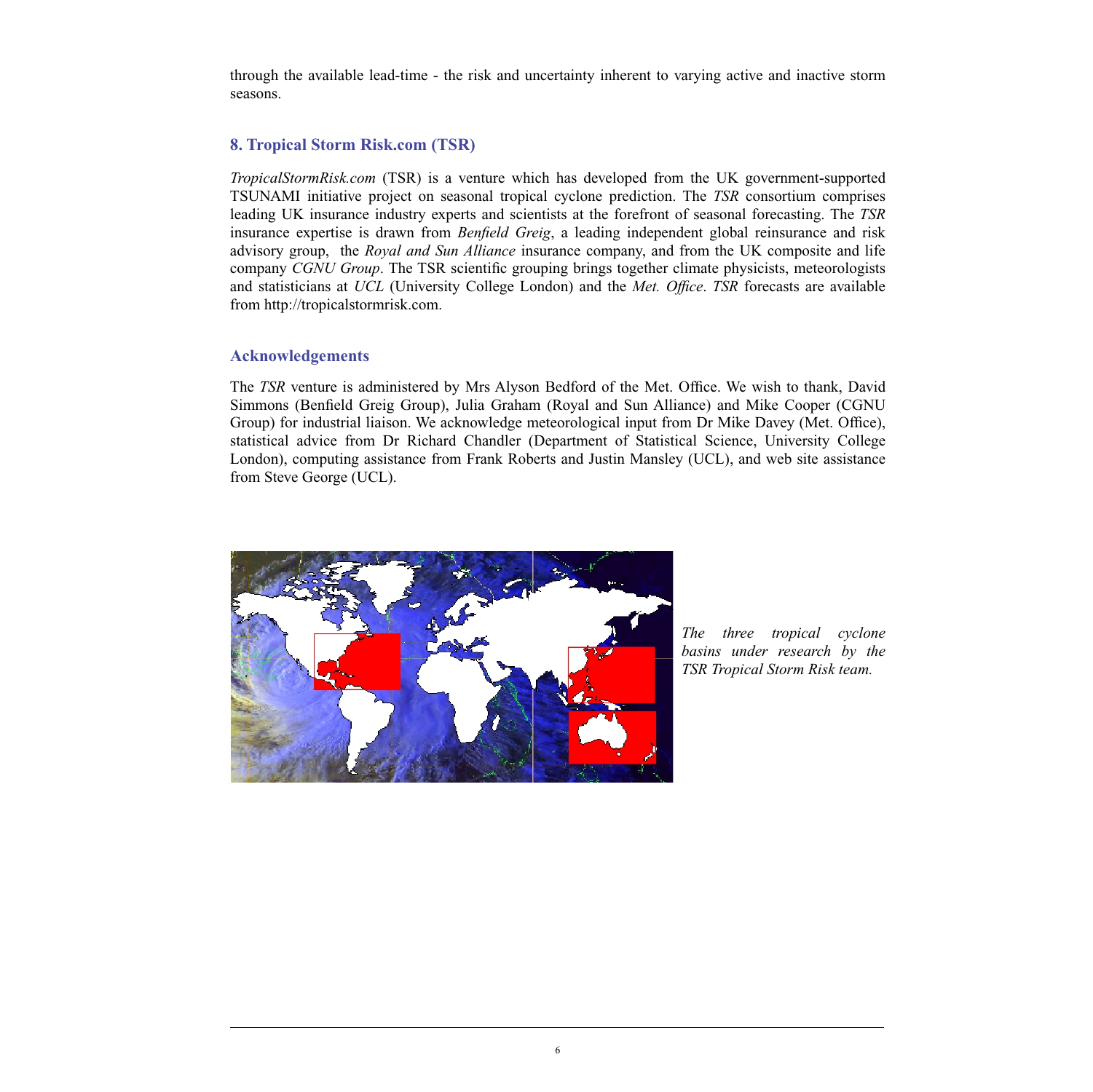through the available lead-time - the risk and uncertainty inherent to varying active and inactive storm seasons.

## 8. Tropical Storm Risk.com (TSR)

*TropicalStormRisk.com* (TSR) is a venture which has developed from the UK government-supported TSUNAMI initiative project on seasonal tropical cyclone prediction. The *TSR* consortium comprises leading UK insurance industry experts and scientists at the forefront of seasonal forecasting. The *TSR* insurance expertise is drawn from *Benfield Greig*, a leading independent global reinsurance and risk advisory group, the *Royal and Sun Alliance* insurance company, and from the UK composite and life company *CGNU Group*. The TSR scientific grouping brings together climate physicists, meteorologists and statisticians at *UCL* (University College London) and the *Met. Office*. *TSR* forecasts are available from http://tropicalstormrisk.com.

## Acknowledgements

The *TSR* venture is administered by Mrs Alyson Bedford of the Met. Office. We wish to thank, David Simmons (Benfield Greig Group), Julia Graham (Royal and Sun Alliance) and Mike Cooper (CGNU Group) for industrial liaison. We acknowledge meteorological input from Dr Mike Davey (Met. Office), statistical advice from Dr Richard Chandler (Department of Statistical Science, University College London), computing assistance from Frank Roberts and Justin Mansley (UCL), and web site assistance from Steve George (UCL).

*The three tropical cyclone basins under research by the TSR Tropical Storm Risk team.*